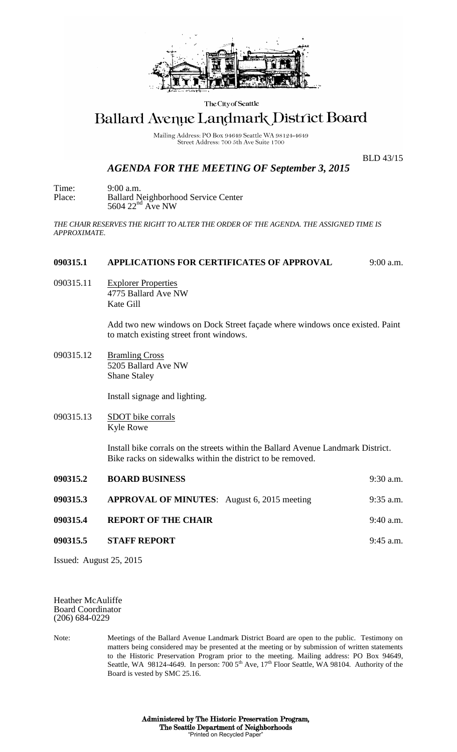The City of Seattle

# Ballard Avenue Landmark District Board

Mailing Address: PO Box 94649 Seattle WA 98124-4649
Street Address: 700 5th Ave Suite 1700

BLD 43/15

## *AGENDA FOR THE MEETING OF September 3, 2015*

Time: 9:00 a.m.
Place: Ballard Neighborhood Service Center
5604 22nd Ave NW

*THE CHAIR RESERVES THE RIGHT TO ALTER THE ORDER OF THE AGENDA. THE ASSIGNED TIME IS APPROXIMATE.*

**090315.1 APPLICATIONS FOR CERTIFICATES OF APPROVAL** 9:00 a.m.

090315.11 Explorer Properties
4775 Ballard Ave NW
Kate Gill

Add two new windows on Dock Street façade where windows once existed. Paint to match existing street front windows.

090315.12 Bramling Cross
5205 Ballard Ave NW
Shane Staley

Install signage and lighting.

090315.13 SDOT bike corrals
Kyle Rowe

Install bike corrals on the streets within the Ballard Avenue Landmark District. Bike racks on sidewalks within the district to be removed.

**090315.2 BOARD BUSINESS** 9:30 a.m.

**090315.3 APPROVAL OF MINUTES**: August 6, 2015 meeting 9:35 a.m.

**090315.4 REPORT OF THE CHAIR** 9:40 a.m.

**090315.5 STAFF REPORT** 9:45 a.m.

Issued: August 25, 2015

Heather McAuliffe
Board Coordinator
(206) 684-0229

Note: Meetings of the Ballard Avenue Landmark District Board are open to the public. Testimony on matters being considered may be presented at the meeting or by submission of written statements to the Historic Preservation Program prior to the meeting. Mailing address: PO Box 94649, Seattle, WA 98124-4649. In person: 700 5th Ave, 17th Floor Seattle, WA 98104. Authority of the Board is vested by SMC 25.16.

**Administered by The Historic Preservation Program,**
**The Seattle Department of Neighborhoods**
"Printed on Recycled Paper"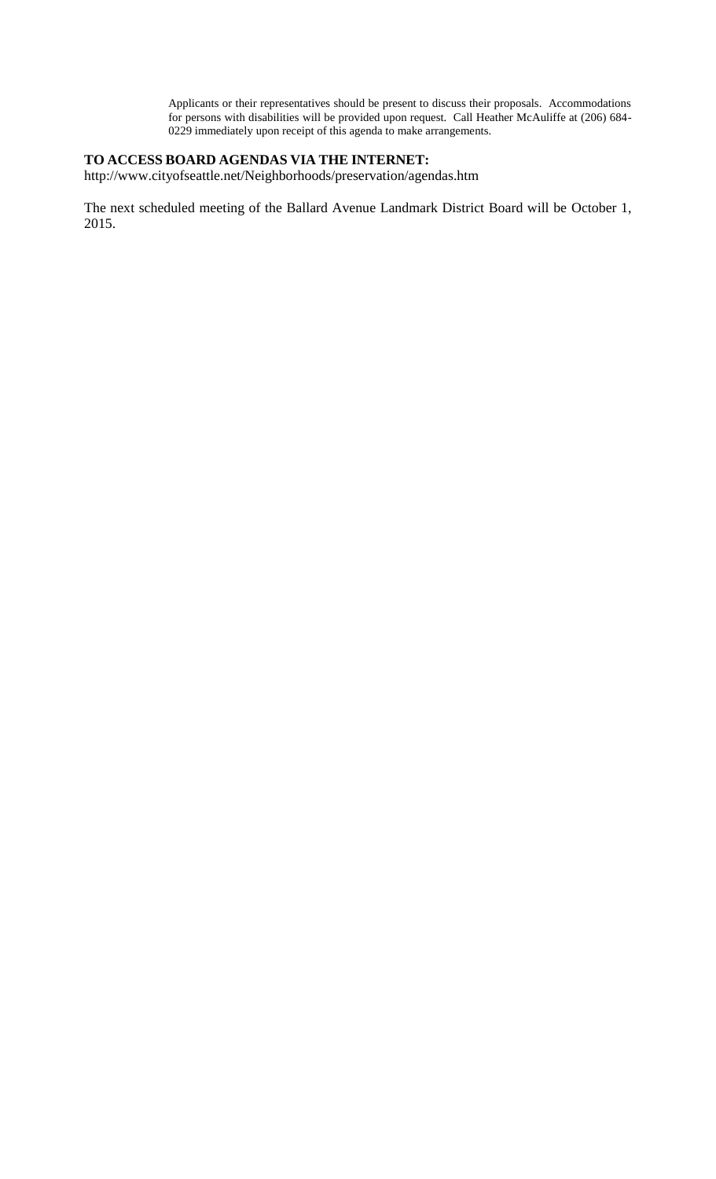Applicants or their representatives should be present to discuss their proposals. Accommodations for persons with disabilities will be provided upon request. Call Heather McAuliffe at (206) 684-0229 immediately upon receipt of this agenda to make arrangements.

**TO ACCESS BOARD AGENDAS VIA THE INTERNET:**

http://www.cityofseattle.net/Neighborhoods/preservation/agendas.htm

The next scheduled meeting of the Ballard Avenue Landmark District Board will be October 1, 2015.